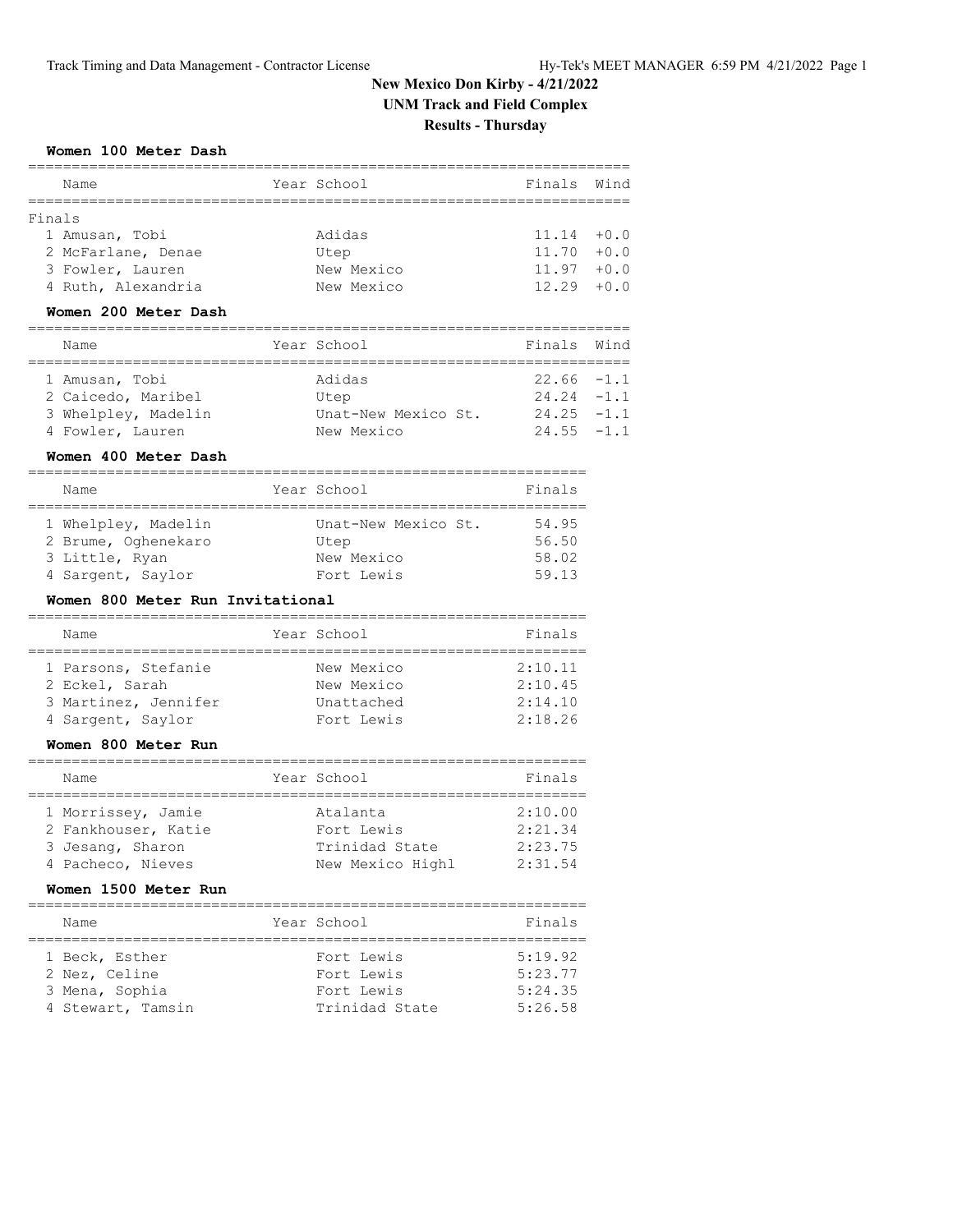# New Mexico Don Kirby - 4/21/2022

## UNM Track and Field Complex

## Results - Thursday

### Women 100 Meter Dash

| Place | Name | Year | School | Finals | Wind |
|---|---|---|---|---|---|
| **Finals** | | | | | |
| 1 | Amusan, Tobi | | Adidas | 11.14 | +0.0 |
| 2 | McFarlane, Denae | | Utep | 11.70 | +0.0 |
| 3 | Fowler, Lauren | | New Mexico | 11.97 | +0.0 |
| 4 | Ruth, Alexandria | | New Mexico | 12.29 | +0.0 |

### Women 200 Meter Dash

| Place | Name | Year | School | Finals | Wind |
|---|---|---|---|---|---|
| 1 | Amusan, Tobi | | Adidas | 22.66 | -1.1 |
| 2 | Caicedo, Maribel | | Utep | 24.24 | -1.1 |
| 3 | Whelpley, Madelin | | Unat-New Mexico St. | 24.25 | -1.1 |
| 4 | Fowler, Lauren | | New Mexico | 24.55 | -1.1 |

### Women 400 Meter Dash

| Place | Name | Year | School | Finals |
|---|---|---|---|---|
| 1 | Whelpley, Madelin | | Unat-New Mexico St. | 54.95 |
| 2 | Brume, Oghenekaro | | Utep | 56.50 |
| 3 | Little, Ryan | | New Mexico | 58.02 |
| 4 | Sargent, Saylor | | Fort Lewis | 59.13 |

### Women 800 Meter Run Invitational

| Place | Name | Year | School | Finals |
|---|---|---|---|---|
| 1 | Parsons, Stefanie | | New Mexico | 2:10.11 |
| 2 | Eckel, Sarah | | New Mexico | 2:10.45 |
| 3 | Martinez, Jennifer | | Unattached | 2:14.10 |
| 4 | Sargent, Saylor | | Fort Lewis | 2:18.26 |

### Women 800 Meter Run

| Place | Name | Year | School | Finals |
|---|---|---|---|---|
| 1 | Morrissey, Jamie | | Atalanta | 2:10.00 |
| 2 | Fankhouser, Katie | | Fort Lewis | 2:21.34 |
| 3 | Jesang, Sharon | | Trinidad State | 2:23.75 |
| 4 | Pacheco, Nieves | | New Mexico Highl | 2:31.54 |

### Women 1500 Meter Run

| Place | Name | Year | School | Finals |
|---|---|---|---|---|
| 1 | Beck, Esther | | Fort Lewis | 5:19.92 |
| 2 | Nez, Celine | | Fort Lewis | 5:23.77 |
| 3 | Mena, Sophia | | Fort Lewis | 5:24.35 |
| 4 | Stewart, Tamsin | | Trinidad State | 5:26.58 |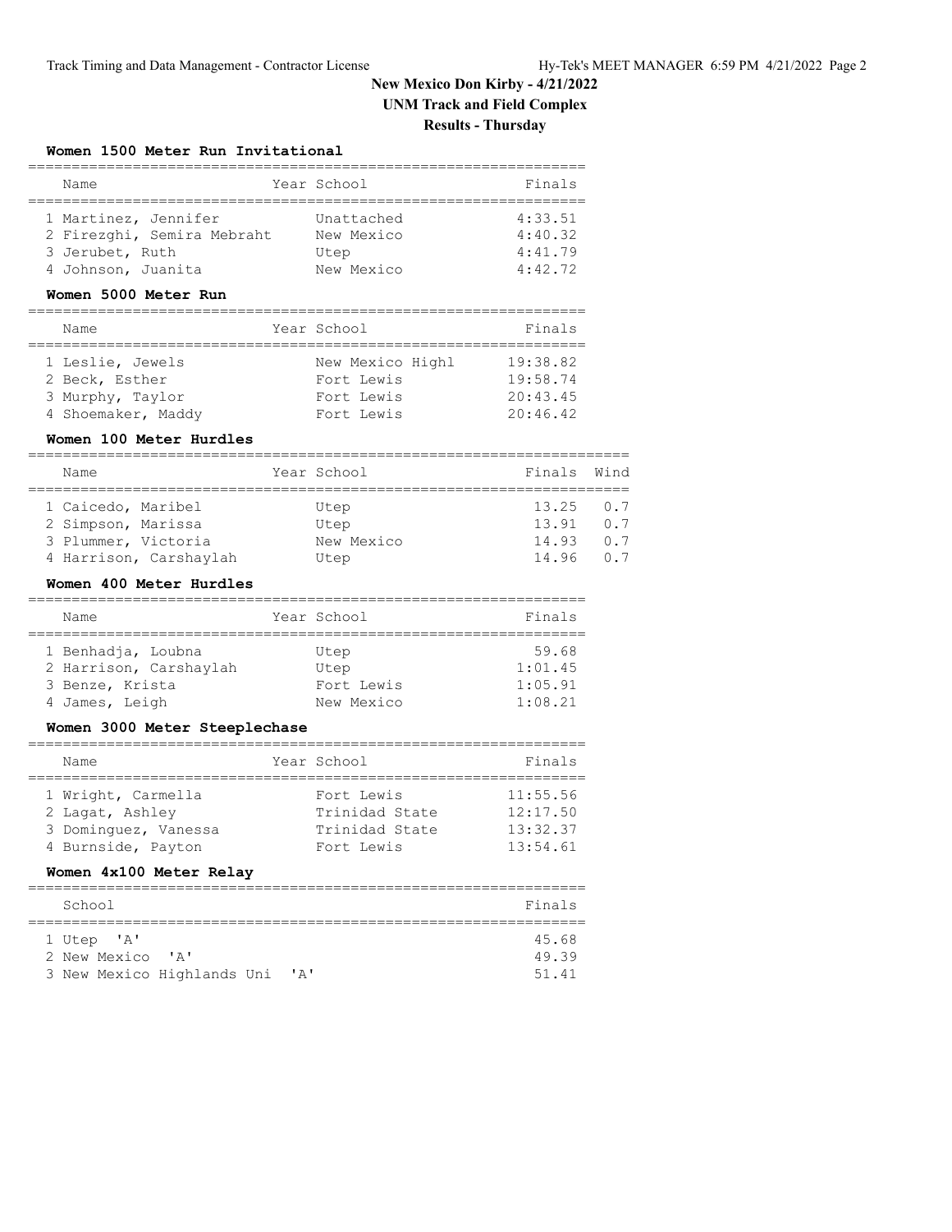# New Mexico Don Kirby - 4/21/2022

## UNM Track and Field Complex

### Results - Thursday

#### Women 1500 Meter Run Invitational

| Place | Name | Year | School | Finals |
|---|---|---|---|---|
| 1 | Martinez, Jennifer | | Unattached | 4:33.51 |
| 2 | Firezghi, Semira Mebraht | | New Mexico | 4:40.32 |
| 3 | Jerubet, Ruth | | Utep | 4:41.79 |
| 4 | Johnson, Juanita | | New Mexico | 4:42.72 |

#### Women 5000 Meter Run

| Place | Name | Year | School | Finals |
|---|---|---|---|---|
| 1 | Leslie, Jewels | | New Mexico Highl | 19:38.82 |
| 2 | Beck, Esther | | Fort Lewis | 19:58.74 |
| 3 | Murphy, Taylor | | Fort Lewis | 20:43.45 |
| 4 | Shoemaker, Maddy | | Fort Lewis | 20:46.42 |

#### Women 100 Meter Hurdles

| Place | Name | Year | School | Finals | Wind |
|---|---|---|---|---|---|
| 1 | Caicedo, Maribel | | Utep | 13.25 | 0.7 |
| 2 | Simpson, Marissa | | Utep | 13.91 | 0.7 |
| 3 | Plummer, Victoria | | New Mexico | 14.93 | 0.7 |
| 4 | Harrison, Carshaylah | | Utep | 14.96 | 0.7 |

#### Women 400 Meter Hurdles

| Place | Name | Year | School | Finals |
|---|---|---|---|---|
| 1 | Benhadja, Loubna | | Utep | 59.68 |
| 2 | Harrison, Carshaylah | | Utep | 1:01.45 |
| 3 | Benze, Krista | | Fort Lewis | 1:05.91 |
| 4 | James, Leigh | | New Mexico | 1:08.21 |

#### Women 3000 Meter Steeplechase

| Place | Name | Year | School | Finals |
|---|---|---|---|---|
| 1 | Wright, Carmella | | Fort Lewis | 11:55.56 |
| 2 | Lagat, Ashley | | Trinidad State | 12:17.50 |
| 3 | Dominguez, Vanessa | | Trinidad State | 13:32.37 |
| 4 | Burnside, Payton | | Fort Lewis | 13:54.61 |

#### Women 4x100 Meter Relay

| Place | School | Finals |
|---|---|---|
| 1 | Utep 'A' | 45.68 |
| 2 | New Mexico 'A' | 49.39 |
| 3 | New Mexico Highlands Uni 'A' | 51.41 |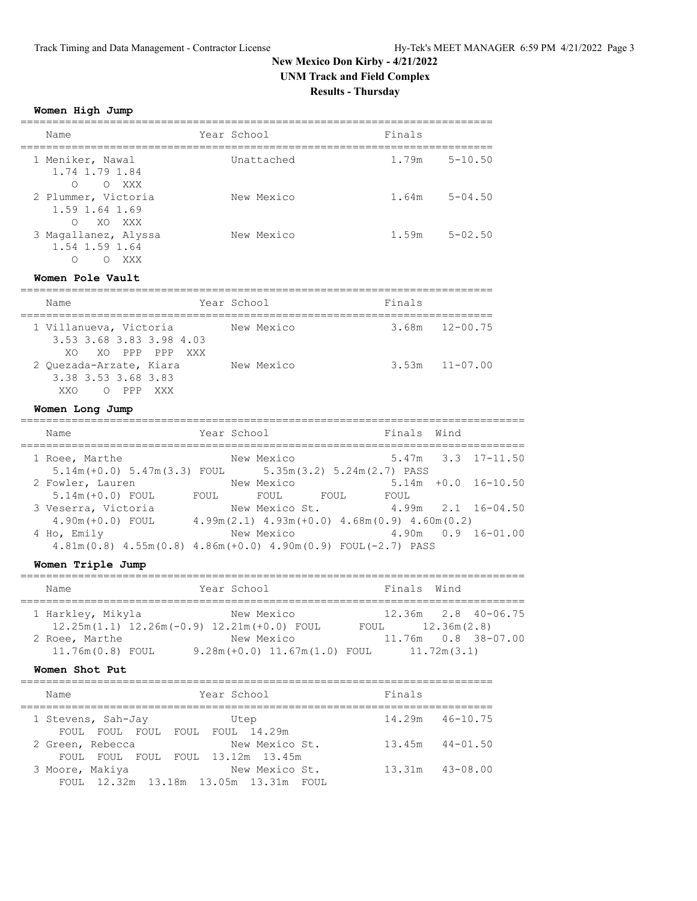# New Mexico Don Kirby - 4/21/2022

## UNM Track and Field Complex

## Results - Thursday

### Women High Jump

| Name | Year School | Finals | |
|---|---|---|---|
| 1 Meniker, Nawal | Unattached | 1.79m | 5-10.50 |
| 1.74 1.79 1.84 | | | |
| O O XXX | | | |
| 2 Plummer, Victoria | New Mexico | 1.64m | 5-04.50 |
| 1.59 1.64 1.69 | | | |
| O XO XXX | | | |
| 3 Magallanez, Alyssa | New Mexico | 1.59m | 5-02.50 |
| 1.54 1.59 1.64 | | | |
| O O XXX | | | |

### Women Pole Vault

| Name | Year School | Finals | |
|---|---|---|---|
| 1 Villanueva, Victoria | New Mexico | 3.68m | 12-00.75 |
| 3.53 3.68 3.83 3.98 4.03 | | | |
| XO XO PPP PPP XXX | | | |
| 2 Quezada-Arzate, Kiara | New Mexico | 3.53m | 11-07.00 |
| 3.38 3.53 3.68 3.83 | | | |
| XXO O PPP XXX | | | |

### Women Long Jump

| Name | Year School | Finals | Wind | |
|---|---|---|---|---|
| 1 Roee, Marthe | New Mexico | 5.47m | 3.3 | 17-11.50 |
| 5.14m(+0.0) 5.47m(3.3) FOUL 5.35m(3.2) 5.24m(2.7) PASS | | | | |
| 2 Fowler, Lauren | New Mexico | 5.14m | +0.0 | 16-10.50 |
| 5.14m(+0.0) FOUL FOUL FOUL FOUL FOUL | | | | |
| 3 Veserra, Victoria | New Mexico St. | 4.99m | 2.1 | 16-04.50 |
| 4.90m(+0.0) FOUL 4.99m(2.1) 4.93m(+0.0) 4.68m(0.9) 4.60m(0.2) | | | | |
| 4 Ho, Emily | New Mexico | 4.90m | 0.9 | 16-01.00 |
| 4.81m(0.8) 4.55m(0.8) 4.86m(+0.0) 4.90m(0.9) FOUL(-2.7) PASS | | | | |

### Women Triple Jump

| Name | Year School | Finals | Wind | |
|---|---|---|---|---|
| 1 Harkley, Mikyla | New Mexico | 12.36m | 2.8 | 40-06.75 |
| 12.25m(1.1) 12.26m(-0.9) 12.21m(+0.0) FOUL FOUL 12.36m(2.8) | | | | |
| 2 Roee, Marthe | New Mexico | 11.76m | 0.8 | 38-07.00 |
| 11.76m(0.8) FOUL 9.28m(+0.0) 11.67m(1.0) FOUL 11.72m(3.1) | | | | |

### Women Shot Put

| Name | Year School | Finals | |
|---|---|---|---|
| 1 Stevens, Sah-Jay | Utep | 14.29m | 46-10.75 |
| FOUL FOUL FOUL FOUL FOUL 14.29m | | | |
| 2 Green, Rebecca | New Mexico St. | 13.45m | 44-01.50 |
| FOUL FOUL FOUL FOUL 13.12m 13.45m | | | |
| 3 Moore, Makiya | New Mexico St. | 13.31m | 43-08.00 |
| FOUL 12.32m 13.18m 13.05m 13.31m FOUL | | | |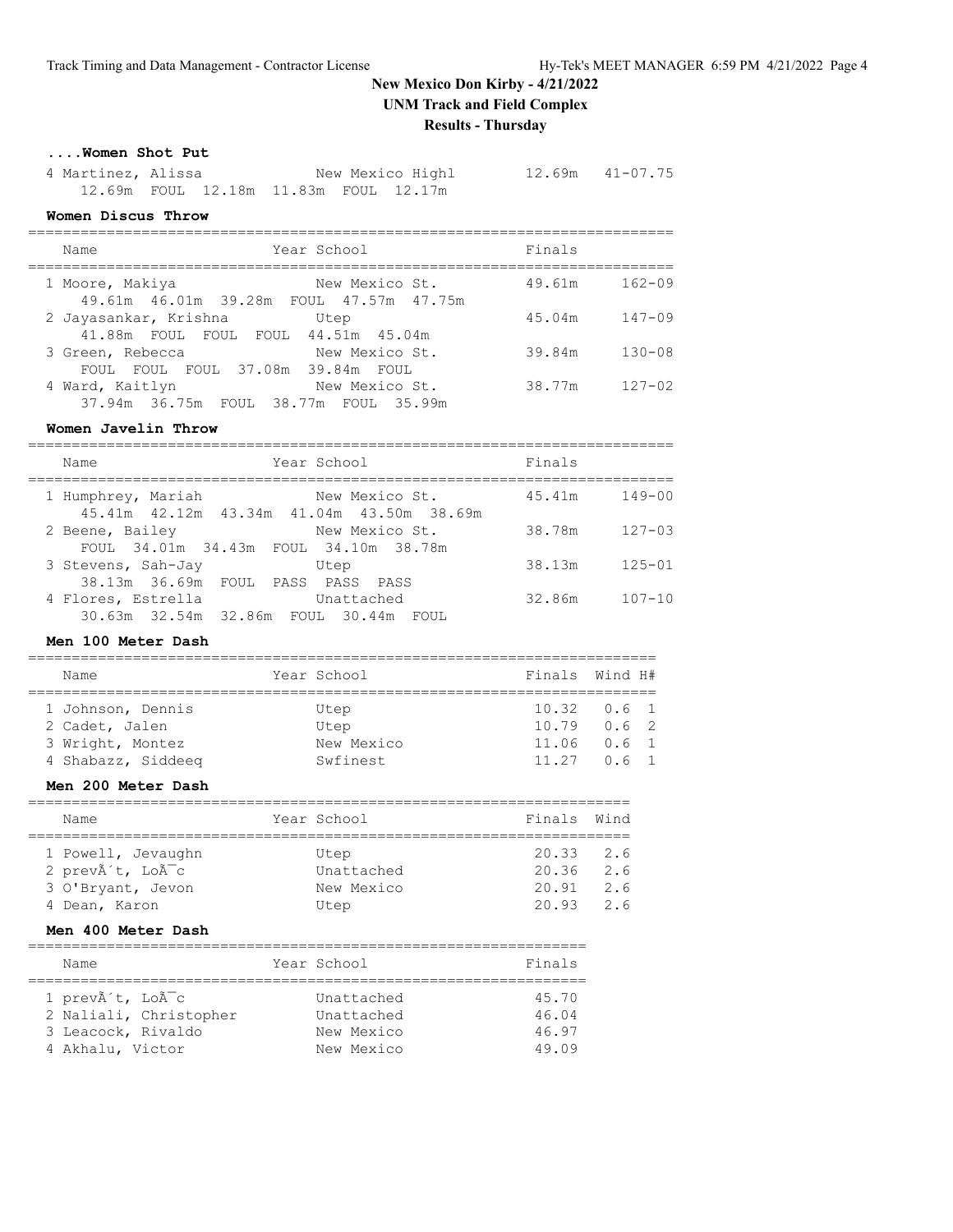# New Mexico Don Kirby - 4/21/2022

## UNM Track and Field Complex

### Results - Thursday

#### ....Women Shot Put

| Name | Year School | Finals | |
|---|---|---|---|
| 4 Martinez, Alissa | New Mexico Highl | 12.69m | 41-07.75 |
| 12.69m FOUL 12.18m 11.83m FOUL 12.17m | | | |

#### Women Discus Throw

| Name | Year School | Finals | |
|---|---|---|---|
| 1 Moore, Makiya | New Mexico St. | 49.61m | 162-09 |
| 49.61m 46.01m 39.28m FOUL 47.57m 47.75m | | | |
| 2 Jayasankar, Krishna | Utep | 45.04m | 147-09 |
| 41.88m FOUL FOUL FOUL 44.51m 45.04m | | | |
| 3 Green, Rebecca | New Mexico St. | 39.84m | 130-08 |
| FOUL FOUL FOUL 37.08m 39.84m FOUL | | | |
| 4 Ward, Kaitlyn | New Mexico St. | 38.77m | 127-02 |
| 37.94m 36.75m FOUL 38.77m FOUL 35.99m | | | |

#### Women Javelin Throw

| Name | Year School | Finals | |
|---|---|---|---|
| 1 Humphrey, Mariah | New Mexico St. | 45.41m | 149-00 |
| 45.41m 42.12m 43.34m 41.04m 43.50m 38.69m | | | |
| 2 Beene, Bailey | New Mexico St. | 38.78m | 127-03 |
| FOUL 34.01m 34.43m FOUL 34.10m 38.78m | | | |
| 3 Stevens, Sah-Jay | Utep | 38.13m | 125-01 |
| 38.13m 36.69m FOUL PASS PASS PASS | | | |
| 4 Flores, Estrella | Unattached | 32.86m | 107-10 |
| 30.63m 32.54m 32.86m FOUL 30.44m FOUL | | | |

#### Men 100 Meter Dash

| Name | Year School | Finals | Wind | H# |
|---|---|---|---|---|
| 1 Johnson, Dennis | Utep | 10.32 | 0.6 | 1 |
| 2 Cadet, Jalen | Utep | 10.79 | 0.6 | 2 |
| 3 Wright, Montez | New Mexico | 11.06 | 0.6 | 1 |
| 4 Shabazz, Siddeeq | Swfinest | 11.27 | 0.6 | 1 |

#### Men 200 Meter Dash

| Name | Year School | Finals | Wind |
|---|---|---|---|
| 1 Powell, Jevaughn | Utep | 20.33 | 2.6 |
| 2 prevÃ´t, LoÃ¯c | Unattached | 20.36 | 2.6 |
| 3 O'Bryant, Jevon | New Mexico | 20.91 | 2.6 |
| 4 Dean, Karon | Utep | 20.93 | 2.6 |

#### Men 400 Meter Dash

| Name | Year School | Finals |
|---|---|---|
| 1 prevÃ´t, LoÃ¯c | Unattached | 45.70 |
| 2 Naliali, Christopher | Unattached | 46.04 |
| 3 Leacock, Rivaldo | New Mexico | 46.97 |
| 4 Akhalu, Victor | New Mexico | 49.09 |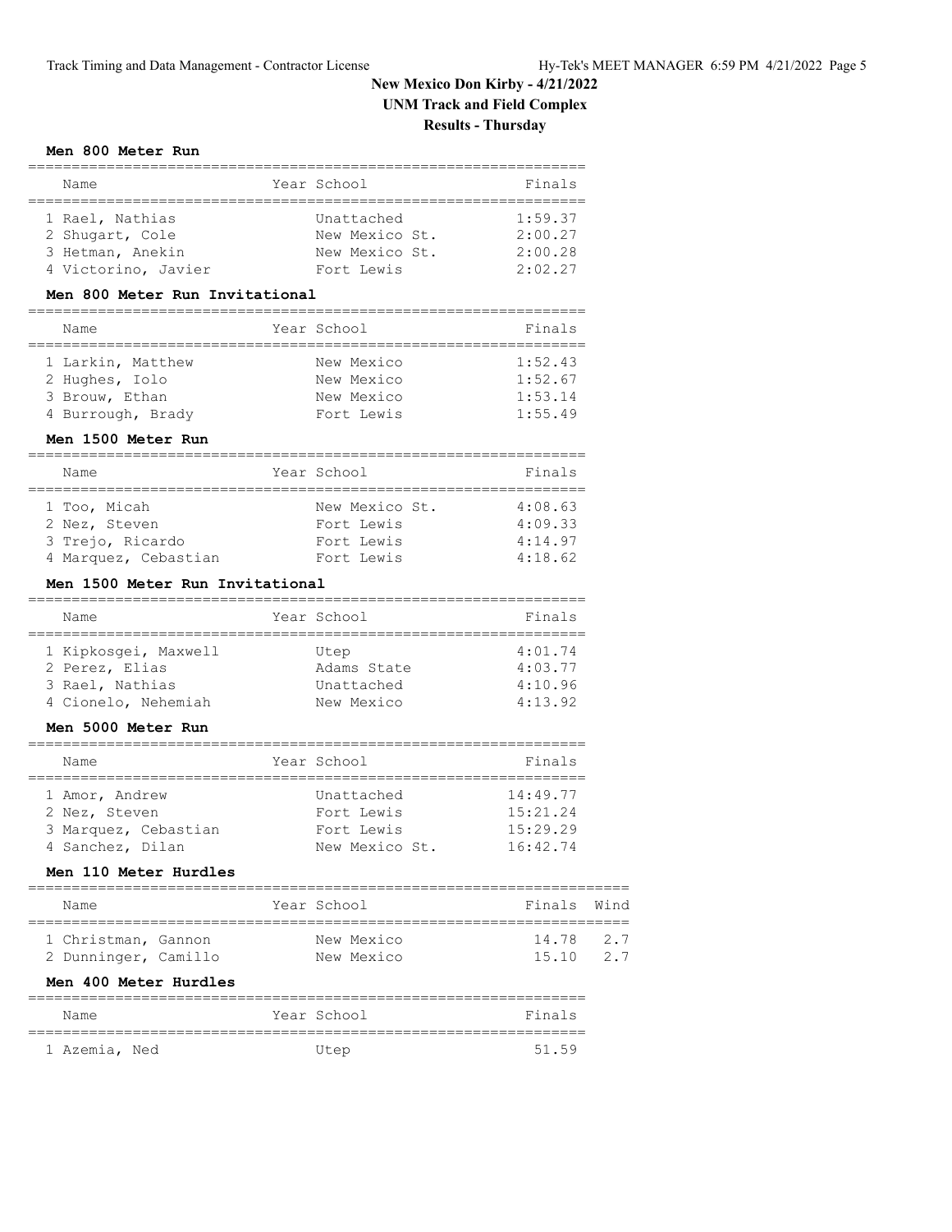# New Mexico Don Kirby - 4/21/2022

## UNM Track and Field Complex

### Results - Thursday

**Men 800 Meter Run**

| | Name | Year | School | Finals |
|---|---|---|---|---|
| 1 | Rael, Nathias | | Unattached | 1:59.37 |
| 2 | Shugart, Cole | | New Mexico St. | 2:00.27 |
| 3 | Hetman, Anekin | | New Mexico St. | 2:00.28 |
| 4 | Victorino, Javier | | Fort Lewis | 2:02.27 |

**Men 800 Meter Run Invitational**

| | Name | Year | School | Finals |
|---|---|---|---|---|
| 1 | Larkin, Matthew | | New Mexico | 1:52.43 |
| 2 | Hughes, Iolo | | New Mexico | 1:52.67 |
| 3 | Brouw, Ethan | | New Mexico | 1:53.14 |
| 4 | Burrough, Brady | | Fort Lewis | 1:55.49 |

**Men 1500 Meter Run**

| | Name | Year | School | Finals |
|---|---|---|---|---|
| 1 | Too, Micah | | New Mexico St. | 4:08.63 |
| 2 | Nez, Steven | | Fort Lewis | 4:09.33 |
| 3 | Trejo, Ricardo | | Fort Lewis | 4:14.97 |
| 4 | Marquez, Cebastian | | Fort Lewis | 4:18.62 |

**Men 1500 Meter Run Invitational**

| | Name | Year | School | Finals |
|---|---|---|---|---|
| 1 | Kipkosgei, Maxwell | | Utep | 4:01.74 |
| 2 | Perez, Elias | | Adams State | 4:03.77 |
| 3 | Rael, Nathias | | Unattached | 4:10.96 |
| 4 | Cionelo, Nehemiah | | New Mexico | 4:13.92 |

**Men 5000 Meter Run**

| | Name | Year | School | Finals |
|---|---|---|---|---|
| 1 | Amor, Andrew | | Unattached | 14:49.77 |
| 2 | Nez, Steven | | Fort Lewis | 15:21.24 |
| 3 | Marquez, Cebastian | | Fort Lewis | 15:29.29 |
| 4 | Sanchez, Dilan | | New Mexico St. | 16:42.74 |

**Men 110 Meter Hurdles**

| | Name | Year | School | Finals | Wind |
|---|---|---|---|---|---|
| 1 | Christman, Gannon | | New Mexico | 14.78 | 2.7 |
| 2 | Dunninger, Camillo | | New Mexico | 15.10 | 2.7 |

**Men 400 Meter Hurdles**

| | Name | Year | School | Finals |
|---|---|---|---|---|
| 1 | Azemia, Ned | | Utep | 51.59 |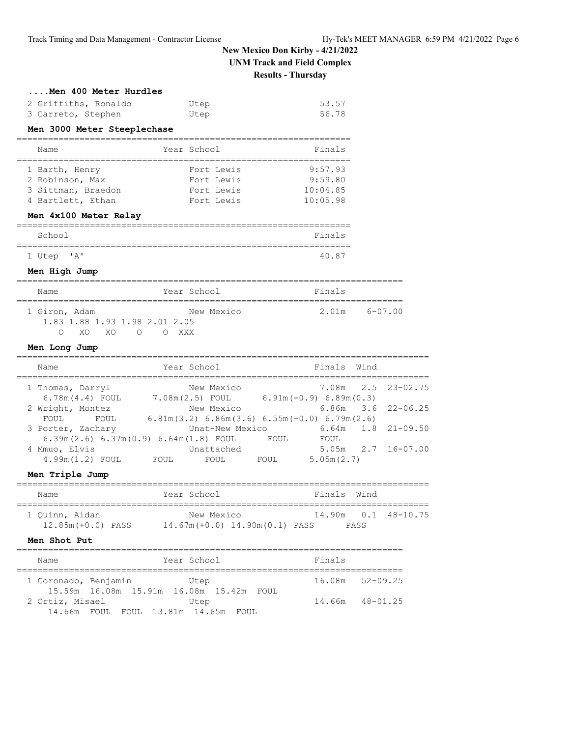# New Mexico Don Kirby - 4/21/2022

## UNM Track and Field Complex

## Results - Thursday

### ....Men 400 Meter Hurdles

| Place | Name | School | Finals |
|---|---|---|---|
| 2 | Griffiths, Ronaldo | Utep | 53.57 |
| 3 | Carreto, Stephen | Utep | 56.78 |

### Men 3000 Meter Steeplechase

| Place | Name | Year | School | Finals |
|---|---|---|---|---|
| 1 | Barth, Henry | | Fort Lewis | 9:57.93 |
| 2 | Robinson, Max | | Fort Lewis | 9:59.80 |
| 3 | Sittman, Braedon | | Fort Lewis | 10:04.85 |
| 4 | Bartlett, Ethan | | Fort Lewis | 10:05.98 |

### Men 4x100 Meter Relay

| Place | School | Finals |
|---|---|---|
| 1 | Utep 'A' | 40.87 |

### Men High Jump

| Place | Name | Year | School | Finals | |
|---|---|---|---|---|---|
| 1 | Giron, Adam | | New Mexico | 2.01m | 6-07.00 |

1.83 1.88 1.93 1.98 2.01 2.05
O XO XO O O XXX

### Men Long Jump

| Place | Name | Year | School | Finals | Wind | |
|---|---|---|---|---|---|---|
| 1 | Thomas, Darryl | | New Mexico | 7.08m | 2.5 | 23-02.75 |
| | 6.78m(4.4) FOUL 7.08m(2.5) FOUL 6.91m(-0.9) 6.89m(0.3) | | | | | |
| 2 | Wright, Montez | | New Mexico | 6.86m | 3.6 | 22-06.25 |
| | FOUL FOUL 6.81m(3.2) 6.86m(3.6) 6.55m(+0.0) 6.79m(2.6) | | | | | |
| 3 | Porter, Zachary | | Unat-New Mexico | 6.64m | 1.8 | 21-09.50 |
| | 6.39m(2.6) 6.37m(0.9) 6.64m(1.8) FOUL FOUL FOUL | | | | | |
| 4 | Mmuo, Elvis | | Unattached | 5.05m | 2.7 | 16-07.00 |
| | 4.99m(1.2) FOUL FOUL FOUL FOUL 5.05m(2.7) | | | | | |

### Men Triple Jump

| Place | Name | Year | School | Finals | Wind | |
|---|---|---|---|---|---|---|
| 1 | Quinn, Aidan | | New Mexico | 14.90m | 0.1 | 48-10.75 |
| | 12.85m(+0.0) PASS 14.67m(+0.0) 14.90m(0.1) PASS PASS | | | | | |

### Men Shot Put

| Place | Name | Year | School | Finals | |
|---|---|---|---|---|---|
| 1 | Coronado, Benjamin | | Utep | 16.08m | 52-09.25 |
| | 15.59m 16.08m 15.91m 16.08m 15.42m FOUL | | | | |
| 2 | Ortiz, Misael | | Utep | 14.66m | 48-01.25 |
| | 14.66m FOUL FOUL 13.81m 14.65m FOUL | | | | |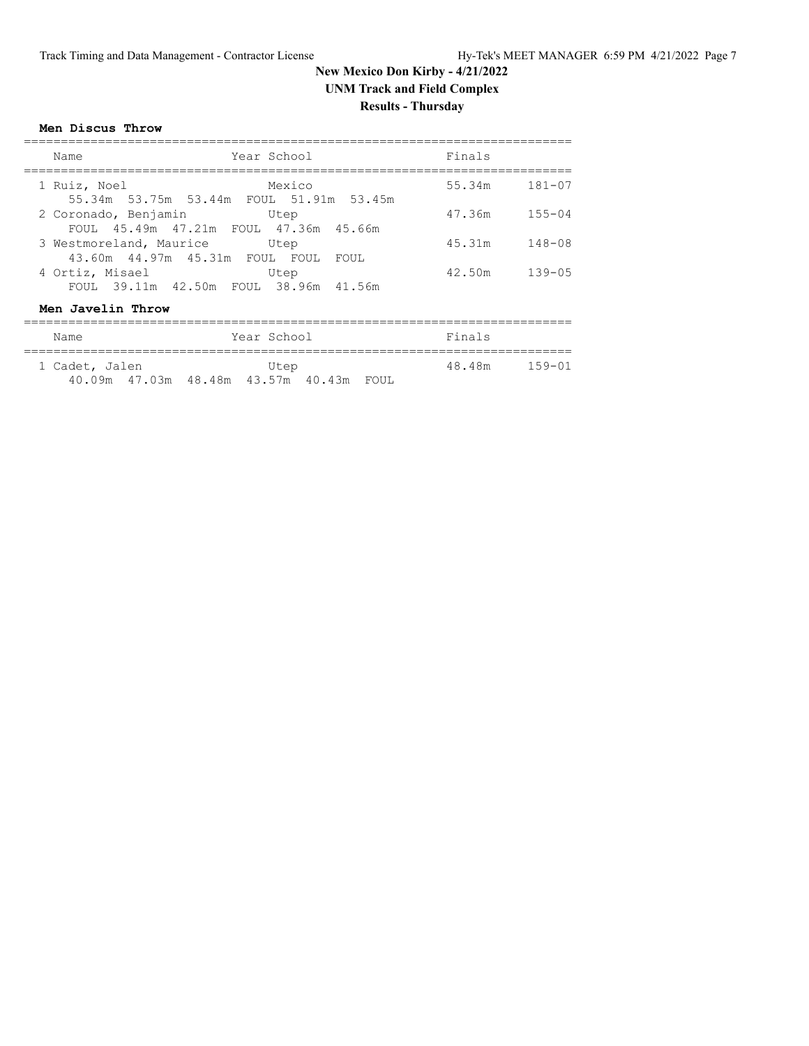# New Mexico Don Kirby - 4/21/2022

## UNM Track and Field Complex

## Results - Thursday

### Men Discus Throw

| Name | Year School | Finals | |
|---|---|---|---|
| 1 Ruiz, Noel | Mexico | 55.34m | 181-07 |
| 55.34m 53.75m 53.44m FOUL 51.91m 53.45m | | | |
| 2 Coronado, Benjamin | Utep | 47.36m | 155-04 |
| FOUL 45.49m 47.21m FOUL 47.36m 45.66m | | | |
| 3 Westmoreland, Maurice | Utep | 45.31m | 148-08 |
| 43.60m 44.97m 45.31m FOUL FOUL FOUL | | | |
| 4 Ortiz, Misael | Utep | 42.50m | 139-05 |
| FOUL 39.11m 42.50m FOUL 38.96m 41.56m | | | |

### Men Javelin Throw

| Name | Year School | Finals | |
|---|---|---|---|
| 1 Cadet, Jalen | Utep | 48.48m | 159-01 |
| 40.09m 47.03m 48.48m 43.57m 40.43m FOUL | | | |